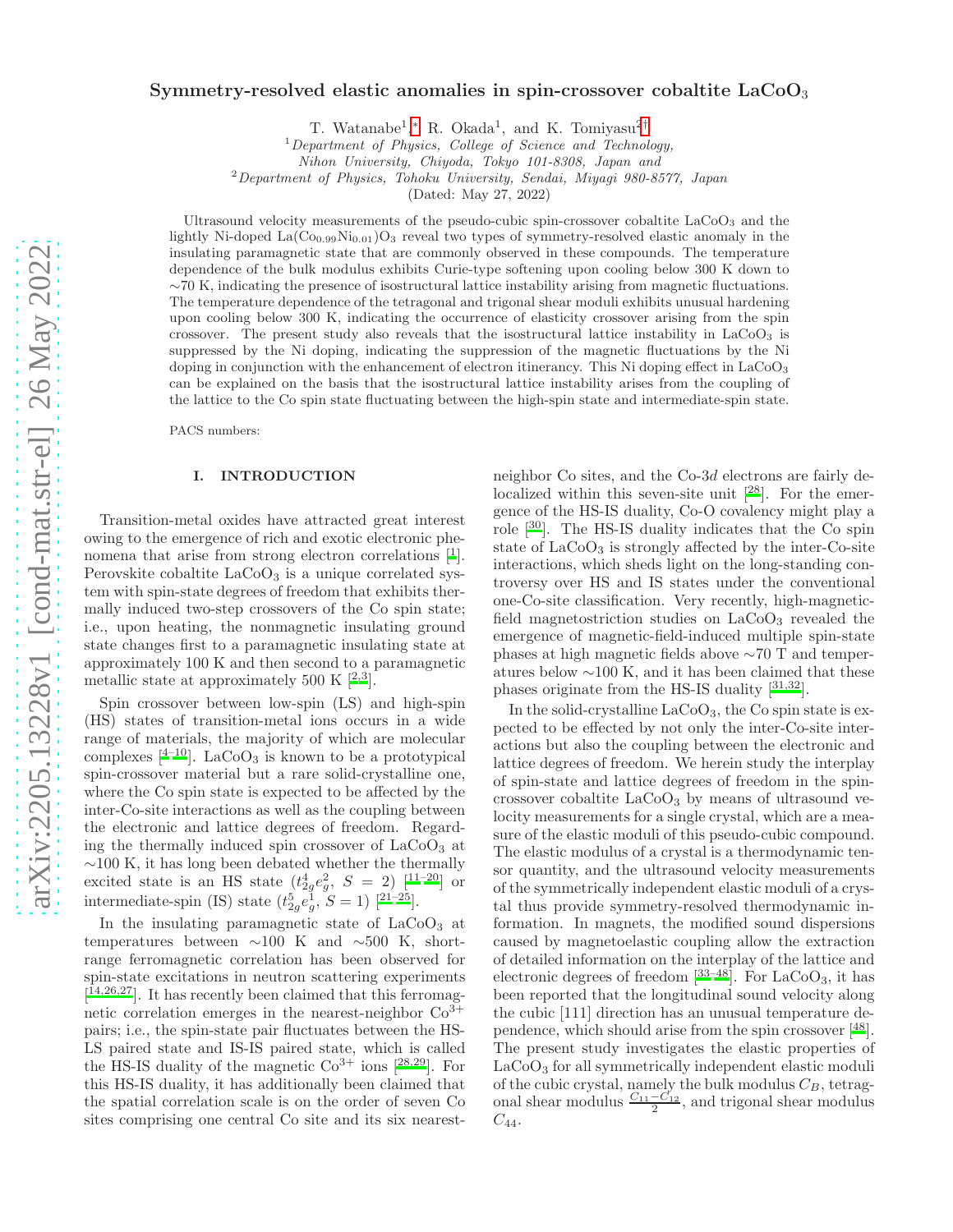# Symmetry-resolved elastic anomalies in spin-crossover cobaltite $LaCoO_3$

T. Watanabe[1,*], R. Okada[1], and K. Tomiyasu[2,†]

[1]*Department of Physics, College of Science and Technology, Nihon University, Chiyoda, Tokyo 101-8308, Japan and*
[2]*Department of Physics, Tohoku University, Sendai, Miyagi 980-8577, Japan*

(Dated: May 27, 2022)

Ultrasound velocity measurements of the pseudo-cubic spin-crossover cobaltite $LaCoO_3$ and the lightly Ni-doped $La(Co_{0.99}Ni_{0.01})O_3$ reveal two types of symmetry-resolved elastic anomaly in the insulating paramagnetic state that are commonly observed in these compounds. The temperature dependence of the bulk modulus exhibits Curie-type softening upon cooling below 300 K down to ∼70 K, indicating the presence of isostructural lattice instability arising from magnetic fluctuations. The temperature dependence of the tetragonal and trigonal shear moduli exhibits unusual hardening upon cooling below 300 K, indicating the occurrence of elasticity crossover arising from the spin crossover. The present study also reveals that the isostructural lattice instability in $LaCoO_3$ is suppressed by the Ni doping, indicating the suppression of the magnetic fluctuations by the Ni doping in conjunction with the enhancement of electron itinerancy. This Ni doping effect in $LaCoO_3$ can be explained on the basis that the isostructural lattice instability arises from the coupling of the lattice to the Co spin state fluctuating between the high-spin state and intermediate-spin state.

PACS numbers:

## I. INTRODUCTION

Transition-metal oxides have attracted great interest owing to the emergence of rich and exotic electronic phenomena that arise from strong electron correlations [1]. Perovskite cobaltite $LaCoO_3$ is a unique correlated system with spin-state degrees of freedom that exhibits thermally induced two-step crossovers of the Co spin state; i.e., upon heating, the nonmagnetic insulating ground state changes first to a paramagnetic insulating state at approximately 100 K and then second to a paramagnetic metallic state at approximately 500 K [2,3].

Spin crossover between low-spin (LS) and high-spin (HS) states of transition-metal ions occurs in a wide range of materials, the majority of which are molecular complexes [4–10]. $LaCoO_3$ is known to be a prototypical spin-crossover material but a rare solid-crystalline one, where the Co spin state is expected to be affected by the inter-Co-site interactions as well as the coupling between the electronic and lattice degrees of freedom. Regarding the thermally induced spin crossover of $LaCoO_3$ at ∼100 K, it has long been debated whether the thermally excited state is an HS state ($t_{2g}^4 e_g^2$, $S = 2$) [11–20] or intermediate-spin (IS) state ($t_{2g}^5 e_g^1$, $S = 1$) [21–25].

In the insulating paramagnetic state of $LaCoO_3$ at temperatures between ∼100 K and ∼500 K, short-range ferromagnetic correlation has been observed for spin-state excitations in neutron scattering experiments [14,26,27]. It has recently been claimed that this ferromagnetic correlation emerges in the nearest-neighbor $Co^{3+}$ pairs; i.e., the spin-state pair fluctuates between the HS-LS paired state and IS-IS paired state, which is called the HS-IS duality of the magnetic $Co^{3+}$ ions [28,29]. For this HS-IS duality, it has additionally been claimed that the spatial correlation scale is on the order of seven Co sites comprising one central Co site and its six nearest-neighbor Co sites, and the Co-3$d$ electrons are fairly delocalized within this seven-site unit [28]. For the emergence of the HS-IS duality, Co-O covalency might play a role [30]. The HS-IS duality indicates that the Co spin state of $LaCoO_3$ is strongly affected by the inter-Co-site interactions, which sheds light on the long-standing controversy over HS and IS states under the conventional one-Co-site classification. Very recently, high-magnetic-field magnetostriction studies on $LaCoO_3$ revealed the emergence of magnetic-field-induced multiple spin-state phases at high magnetic fields above ∼70 T and temperatures below ∼100 K, and it has been claimed that these phases originate from the HS-IS duality [31,32].

In the solid-crystalline $LaCoO_3$, the Co spin state is expected to be effected by not only the inter-Co-site interactions but also the coupling between the electronic and lattice degrees of freedom. We herein study the interplay of spin-state and lattice degrees of freedom in the spin-crossover cobaltite $LaCoO_3$ by means of ultrasound velocity measurements for a single crystal, which are a measure of the elastic moduli of this pseudo-cubic compound. The elastic modulus of a crystal is a thermodynamic tensor quantity, and the ultrasound velocity measurements of the symmetrically independent elastic moduli of a crystal thus provide symmetry-resolved thermodynamic information. In magnets, the modified sound dispersions caused by magnetoelastic coupling allow the extraction of detailed information on the interplay of the lattice and electronic degrees of freedom [33–48]. For $LaCoO_3$, it has been reported that the longitudinal sound velocity along the cubic [111] direction has an unusual temperature dependence, which should arise from the spin crossover [48]. The present study investigates the elastic properties of $LaCoO_3$ for all symmetrically independent elastic moduli of the cubic crystal, namely the bulk modulus $C_B$, tetragonal shear modulus $\frac{C_{11}-C_{12}}{2}$, and trigonal shear modulus $C_{44}$.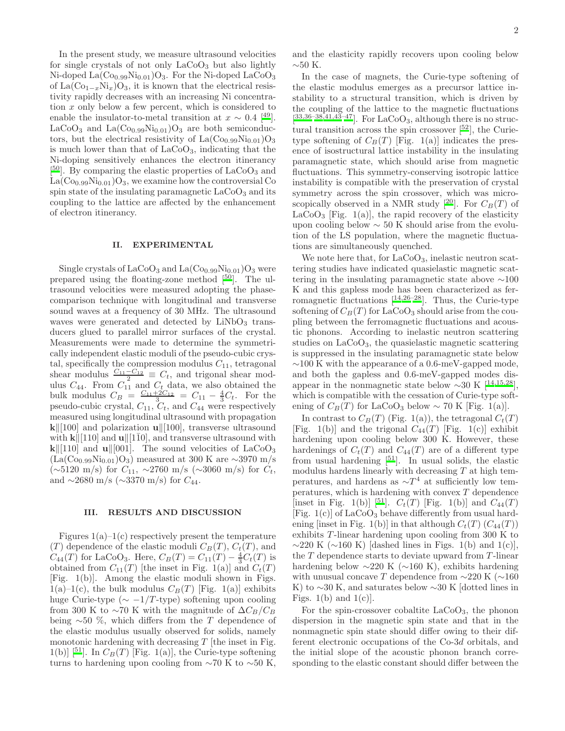In the present study, we measure ultrasound velocities for single crystals of not only $LaCoO_3$ but also lightly Ni-doped $La(Co_{0.99}Ni_{0.01})O_3$. For the Ni-doped $LaCoO_3$ of $La(Co_{1-x}Ni_x)O_3$, it is known that the electrical resistivity rapidly decreases with an increasing Ni concentration $x$ only below a few percent, which is considered to enable the insulator-to-metal transition at $x \sim 0.4$ [49]. $LaCoO_3$ and $La(Co_{0.99}Ni_{0.01})O_3$ are both semiconductors, but the electrical resistivity of $La(Co_{0.99}Ni_{0.01})O_3$ is much lower than that of $LaCoO_3$, indicating that the Ni-doping sensitively enhances the electron itinerancy [50]. By comparing the elastic properties of $LaCoO_3$ and $La(Co_{0.99}Ni_{0.01})O_3$, we examine how the controversial Co spin state of the insulating paramagnetic $LaCoO_3$ and its coupling to the lattice are affected by the enhancement of electron itinerancy.

## II. EXPERIMENTAL

Single crystals of $LaCoO_3$ and $La(Co_{0.99}Ni_{0.01})O_3$ were prepared using the floating-zone method [50]. The ultrasound velocities were measured adopting the phase-comparison technique with longitudinal and transverse sound waves at a frequency of 30 MHz. The ultrasound waves were generated and detected by $LiNbO_3$ transducers glued to parallel mirror surfaces of the crystal. Measurements were made to determine the symmetrically independent elastic moduli of the pseudo-cubic crystal, specifically the compression modulus $C_{11}$, tetragonal shear modulus $\frac{C_{11}-C_{12}}{2} \equiv C_t$, and trigonal shear modulus $C_{44}$. From $C_{11}$ and $C_t$ data, we also obtained the bulk modulus $C_B = \frac{C_{11}+2C_{12}}{3} = C_{11} - \frac{4}{3}C_t$. For the pseudo-cubic crystal, $C_{11}$, $C_t$, and $C_{44}$ were respectively measured using longitudinal ultrasound with propagation $\mathbf{k}\|[100]$ and polarization $\mathbf{u}\|[100]$, transverse ultrasound with $\mathbf{k}\|[110]$ and $\mathbf{u}\|[1\bar{1}0]$, and transverse ultrasound with $\mathbf{k}\|[110]$ and $\mathbf{u}\|[001]$. The sound velocities of $LaCoO_3$ ($La(Co_{0.99}Ni_{0.01})O_3$) measured at 300 K are ~3970 m/s (~5120 m/s) for $C_{11}$, ~2760 m/s (~3060 m/s) for $C_t$, and ~2680 m/s (~3370 m/s) for $C_{44}$.

## III. RESULTS AND DISCUSSION

Figures 1(a)–1(c) respectively present the temperature ($T$) dependence of the elastic moduli $C_B(T)$, $C_t(T)$, and $C_{44}(T)$ for $LaCoO_3$. Here, $C_B(T) = C_{11}(T) - \frac{4}{3}C_t(T)$ is obtained from $C_{11}(T)$ [the inset in Fig. 1(a)] and $C_t(T)$ [Fig. 1(b)]. Among the elastic moduli shown in Figs. 1(a)–1(c), the bulk modulus $C_B(T)$ [Fig. 1(a)] exhibits huge Curie-type ($\sim -1/T$-type) softening upon cooling from 300 K to ~70 K with the magnitude of $\Delta C_B/C_B$ being ~50 %, which differs from the $T$ dependence of the elastic modulus usually observed for solids, namely monotonic hardening with decreasing $T$ [the inset in Fig. 1(b)] [51]. In $C_B(T)$ [Fig. 1(a)], the Curie-type softening turns to hardening upon cooling from ~70 K to ~50 K, and the elasticity rapidly recovers upon cooling below ~50 K.

In the case of magnets, the Curie-type softening of the elastic modulus emerges as a precursor lattice instability to a structural transition, which is driven by the coupling of the lattice to the magnetic fluctuations [33,36–38,41,43–47]. For $LaCoO_3$, although there is no structural transition across the spin crossover [52], the Curie-type softening of $C_B(T)$ [Fig. 1(a)] indicates the presence of isostructural lattice instability in the insulating paramagnetic state, which should arise from magnetic fluctuations. This symmetry-conserving isotropic lattice instability is compatible with the preservation of crystal symmetry across the spin crossover, which was microscopically observed in a NMR study [20]. For $C_B(T)$ of $LaCoO_3$ [Fig. 1(a)], the rapid recovery of the elasticity upon cooling below ~ 50 K should arise from the evolution of the LS population, where the magnetic fluctuations are simultaneously quenched.

We note here that, for $LaCoO_3$, inelastic neutron scattering studies have indicated quasielastic magnetic scattering in the insulating paramagnetic state above ~100 K and this gapless mode has been characterized as ferromagnetic fluctuations [14,26–28]. Thus, the Curie-type softening of $C_B(T)$ for $LaCoO_3$ should arise from the coupling between the ferromagnetic fluctuations and acoustic phonons. According to inelastic neutron scattering studies on $LaCoO_3$, the quasielastic magnetic scattering is suppressed in the insulating paramagnetic state below ~100 K with the appearance of a 0.6-meV-gapped mode, and both the gapless and 0.6-meV-gapped modes disappear in the nonmagnetic state below ~30 K [14,15,28], which is compatible with the cessation of Curie-type softening of $C_B(T)$ for $LaCoO_3$ below ~ 70 K [Fig. 1(a)].

In contrast to $C_B(T)$ (Fig. 1(a)), the tetragonal $C_t(T)$ [Fig. 1(b)] and the trigonal $C_{44}(T)$ [Fig. 1(c)] exhibit hardening upon cooling below 300 K. However, these hardenings of $C_t(T)$ and $C_{44}(T)$ are of a different type from usual hardening [51]. In usual solids, the elastic modulus hardens linearly with decreasing $T$ at high temperatures, and hardens as $\sim T^4$ at sufficiently low temperatures, which is hardening with convex $T$ dependence [inset in Fig. 1(b)] [51]. $C_t(T)$ [Fig. 1(b)] and $C_{44}(T)$ [Fig. 1(c)] of $LaCoO_3$ behave differently from usual hardening [inset in Fig. 1(b)] in that although $C_t(T)$ ($C_{44}(T)$) exhibits $T$-linear hardening upon cooling from 300 K to ~220 K (~160 K) [dashed lines in Figs. 1(b) and 1(c)], the $T$ dependence starts to deviate upward from $T$-linear hardening below ~220 K (~160 K), exhibits hardening with unusual concave $T$ dependence from ~220 K (~160 K) to ~30 K, and saturates below ~30 K [dotted lines in Figs. 1(b) and 1(c)].

For the spin-crossover cobaltite $LaCoO_3$, the phonon dispersion in the magnetic spin state and that in the nonmagnetic spin state should differ owing to their different electronic occupations of the Co-3$d$ orbitals, and the initial slope of the acoustic phonon branch corresponding to the elastic constant should differ between the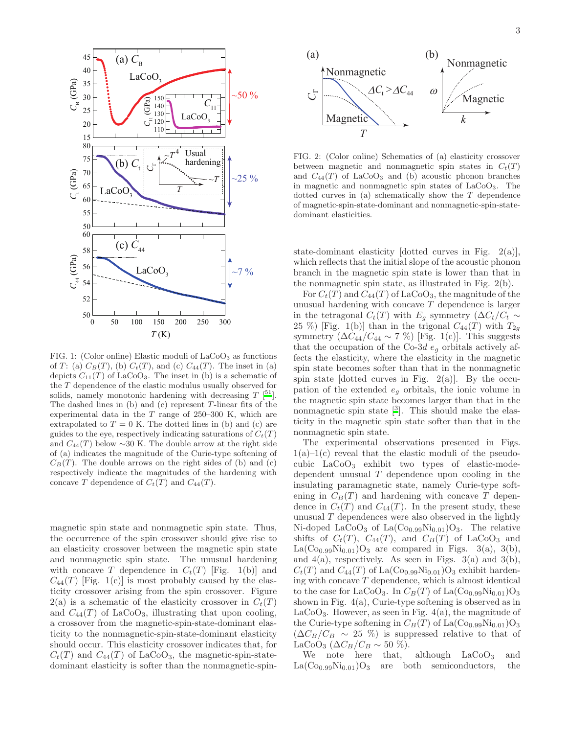FIG. 1: (Color online) Elastic moduli of $LaCoO_3$ as functions of $T$: (a) $C_B(T)$, (b) $C_t(T)$, and (c) $C_{44}(T)$. The inset in (a) depicts $C_{11}(T)$ of $LaCoO_3$. The inset in (b) is a schematic of the $T$ dependence of the elastic modulus usually observed for solids, namely monotonic hardening with decreasing $T$ [51]. The dashed lines in (b) and (c) represent $T$-linear fits of the experimental data in the $T$ range of 250–300 K, which are extrapolated to $T = 0$ K. The dotted lines in (b) and (c) are guides to the eye, respectively indicating saturations of $C_t(T)$ and $C_{44}(T)$ below ∼30 K. The double arrow at the right side of (a) indicates the magnitude of the Curie-type softening of $C_B(T)$. The double arrows on the right sides of (b) and (c) respectively indicate the magnitudes of the hardening with concave $T$ dependence of $C_t(T)$ and $C_{44}(T)$.

magnetic spin state and nonmagnetic spin state. Thus, the occurrence of the spin crossover should give rise to an elasticity crossover between the magnetic spin state and nonmagnetic spin state. The unusual hardening with concave $T$ dependence in $C_t(T)$ [Fig. 1(b)] and $C_{44}(T)$ [Fig. 1(c)] is most probably caused by the elasticity crossover arising from the spin crossover. Figure 2(a) is a schematic of the elasticity crossover in $C_t(T)$ and $C_{44}(T)$ of $LaCoO_3$, illustrating that upon cooling, a crossover from the magnetic-spin-state-dominant elasticity to the nonmagnetic-spin-state-dominant elasticity should occur. This elasticity crossover indicates that, for $C_t(T)$ and $C_{44}(T)$ of $LaCoO_3$, the magnetic-spin-state-dominant elasticity is softer than the nonmagnetic-spin-state-dominant elasticity [dotted curves in Fig. 2(a)], which reflects that the initial slope of the acoustic phonon branch in the magnetic spin state is lower than that in the nonmagnetic spin state, as illustrated in Fig. 2(b).

FIG. 2: (Color online) Schematics of (a) elasticity crossover between magnetic and nonmagnetic spin states in $C_t(T)$ and $C_{44}(T)$ of $LaCoO_3$ and (b) acoustic phonon branches in magnetic and nonmagnetic spin states of $LaCoO_3$. The dotted curves in (a) schematically show the $T$ dependence of magnetic-spin-state-dominant and nonmagnetic-spin-state-dominant elasticities.

For $C_t(T)$ and $C_{44}(T)$ of $LaCoO_3$, the magnitude of the unusual hardening with concave $T$ dependence is larger in the tetragonal $C_t(T)$ with $E_g$ symmetry ($\Delta C_t/C_t \sim$ 25 %) [Fig. 1(b)] than in the trigonal $C_{44}(T)$ with $T_{2g}$ symmetry ($\Delta C_{44}/C_{44} \sim 7$ %) [Fig. 1(c)]. This suggests that the occupation of the Co-3$d$ $e_g$ orbitals actively affects the elasticity, where the elasticity in the magnetic spin state becomes softer than that in the nonmagnetic spin state [dotted curves in Fig. 2(a)]. By the occupation of the extended $e_g$ orbitals, the ionic volume in the magnetic spin state becomes larger than that in the nonmagnetic spin state [3]. This should make the elasticity in the magnetic spin state softer than that in the nonmagnetic spin state.

The experimental observations presented in Figs. 1(a)–1(c) reveal that the elastic moduli of the pseudo-cubic $LaCoO_3$ exhibit two types of elastic-mode-dependent unusual $T$ dependence upon cooling in the insulating paramagnetic state, namely Curie-type softening in $C_B(T)$ and hardening with concave $T$ dependence in $C_t(T)$ and $C_{44}(T)$. In the present study, these unusual $T$ dependences were also observed in the lightly Ni-doped $LaCoO_3$ of $La(Co_{0.99}Ni_{0.01})O_3$. The relative shifts of $C_t(T)$, $C_{44}(T)$, and $C_B(T)$ of $LaCoO_3$ and $La(Co_{0.99}Ni_{0.01})O_3$ are compared in Figs. 3(a), 3(b), and 4(a), respectively. As seen in Figs. 3(a) and 3(b), $C_t(T)$ and $C_{44}(T)$ of $La(Co_{0.99}Ni_{0.01})O_3$ exhibit hardening with concave $T$ dependence, which is almost identical to the case for $LaCoO_3$. In $C_B(T)$ of $La(Co_{0.99}Ni_{0.01})O_3$ shown in Fig. 4(a), Curie-type softening is observed as in $LaCoO_3$. However, as seen in Fig. 4(a), the magnitude of the Curie-type softening in $C_B(T)$ of $La(Co_{0.99}Ni_{0.01})O_3$ ($\Delta C_B/C_B \sim 25$ %) is suppressed relative to that of $LaCoO_3$ ($\Delta C_B/C_B \sim 50$ %).

We note here that, although $LaCoO_3$ and $La(Co_{0.99}Ni_{0.01})O_3$ are both semiconductors, the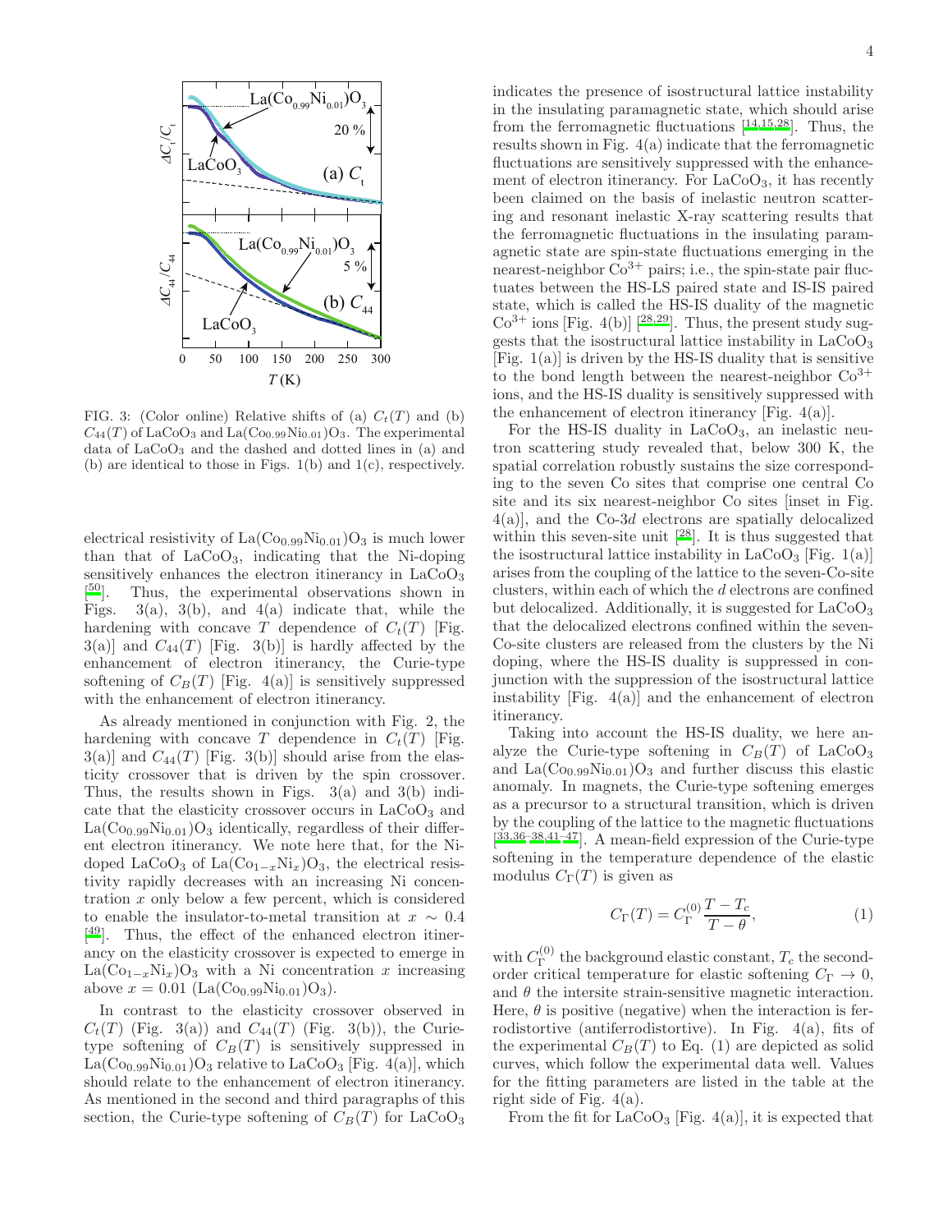FIG. 3: (Color online) Relative shifts of (a) $C_t(T)$ and (b) $C_{44}(T)$ of $LaCoO_3$ and $La(Co_{0.99}Ni_{0.01})O_3$. The experimental data of $LaCoO_3$ and the dashed and dotted lines in (a) and (b) are identical to those in Figs. 1(b) and 1(c), respectively.

electrical resistivity of $La(Co_{0.99}Ni_{0.01})O_3$ is much lower than that of $LaCoO_3$, indicating that the Ni-doping sensitively enhances the electron itinerancy in $LaCoO_3$ [50]. Thus, the experimental observations shown in Figs. 3(a), 3(b), and 4(a) indicate that, while the hardening with concave $T$ dependence of $C_t(T)$ [Fig. 3(a)] and $C_{44}(T)$ [Fig. 3(b)] is hardly affected by the enhancement of electron itinerancy, the Curie-type softening of $C_B(T)$ [Fig. 4(a)] is sensitively suppressed with the enhancement of electron itinerancy.

As already mentioned in conjunction with Fig. 2, the hardening with concave $T$ dependence in $C_t(T)$ [Fig. 3(a)] and $C_{44}(T)$ [Fig. 3(b)] should arise from the elasticity crossover that is driven by the spin crossover. Thus, the results shown in Figs. 3(a) and 3(b) indicate that the elasticity crossover occurs in $LaCoO_3$ and $La(Co_{0.99}Ni_{0.01})O_3$ identically, regardless of their different electron itinerancy. We note here that, for the Ni-doped $LaCoO_3$ of $La(Co_{1-x}Ni_x)O_3$, the electrical resistivity rapidly decreases with an increasing Ni concentration $x$ only below a few percent, which is considered to enable the insulator-to-metal transition at $x \sim 0.4$ [49]. Thus, the effect of the enhanced electron itinerancy on the elasticity crossover is expected to emerge in $La(Co_{1-x}Ni_x)O_3$ with a Ni concentration $x$ increasing above $x = 0.01$ ($La(Co_{0.99}Ni_{0.01})O_3$).

In contrast to the elasticity crossover observed in $C_t(T)$ (Fig. 3(a)) and $C_{44}(T)$ (Fig. 3(b)), the Curie-type softening of $C_B(T)$ is sensitively suppressed in $La(Co_{0.99}Ni_{0.01})O_3$ relative to $LaCoO_3$ [Fig. 4(a)], which should relate to the enhancement of electron itinerancy. As mentioned in the second and third paragraphs of this section, the Curie-type softening of $C_B(T)$ for $LaCoO_3$ indicates the presence of isostructural lattice instability in the insulating paramagnetic state, which should arise from the ferromagnetic fluctuations [14,15,28]. Thus, the results shown in Fig. 4(a) indicate that the ferromagnetic fluctuations are sensitively suppressed with the enhancement of electron itinerancy. For $LaCoO_3$, it has recently been claimed on the basis of inelastic neutron scattering and resonant inelastic X-ray scattering results that the ferromagnetic fluctuations in the insulating paramagnetic state are spin-state fluctuations emerging in the nearest-neighbor $Co^{3+}$ pairs; i.e., the spin-state pair fluctuates between the HS-LS paired state and IS-IS paired state, which is called the HS-IS duality of the magnetic $Co^{3+}$ ions [Fig. 4(b)] [28,29]. Thus, the present study suggests that the isostructural lattice instability in $LaCoO_3$ [Fig. 1(a)] is driven by the HS-IS duality that is sensitive to the bond length between the nearest-neighbor $Co^{3+}$ ions, and the HS-IS duality is sensitively suppressed with the enhancement of electron itinerancy [Fig. 4(a)].

For the HS-IS duality in $LaCoO_3$, an inelastic neutron scattering study revealed that, below 300 K, the spatial correlation robustly sustains the size corresponding to the seven Co sites that comprise one central Co site and its six nearest-neighbor Co sites [inset in Fig. 4(a)], and the Co-$3d$ electrons are spatially delocalized within this seven-site unit [28]. It is thus suggested that the isostructural lattice instability in $LaCoO_3$ [Fig. 1(a)] arises from the coupling of the lattice to the seven-Co-site clusters, within each of which the $d$ electrons are confined but delocalized. Additionally, it is suggested for $LaCoO_3$ that the delocalized electrons confined within the seven-Co-site clusters are released from the clusters by the Ni doping, where the HS-IS duality is suppressed in conjunction with the suppression of the isostructural lattice instability [Fig. 4(a)] and the enhancement of electron itinerancy.

Taking into account the HS-IS duality, we here analyze the Curie-type softening in $C_B(T)$ of $LaCoO_3$ and $La(Co_{0.99}Ni_{0.01})O_3$ and further discuss this elastic anomaly. In magnets, the Curie-type softening emerges as a precursor to a structural transition, which is driven by the coupling of the lattice to the magnetic fluctuations [33,36–38,41–47]. A mean-field expression of the Curie-type softening in the temperature dependence of the elastic modulus $C_\Gamma(T)$ is given as

$$C_\Gamma(T) = C_\Gamma^{(0)} \frac{T - T_c}{T - \theta}, \tag{1}$$

with $C_\Gamma^{(0)}$ the background elastic constant, $T_c$ the second-order critical temperature for elastic softening $C_\Gamma \to 0$, and $\theta$ the intersite strain-sensitive magnetic interaction. Here, $\theta$ is positive (negative) when the interaction is ferrodistortive (antiferrodistortive). In Fig. 4(a), fits of the experimental $C_B(T)$ to Eq. (1) are depicted as solid curves, which follow the experimental data well. Values for the fitting parameters are listed in the table at the right side of Fig. 4(a).

From the fit for $LaCoO_3$ [Fig. 4(a)], it is expected that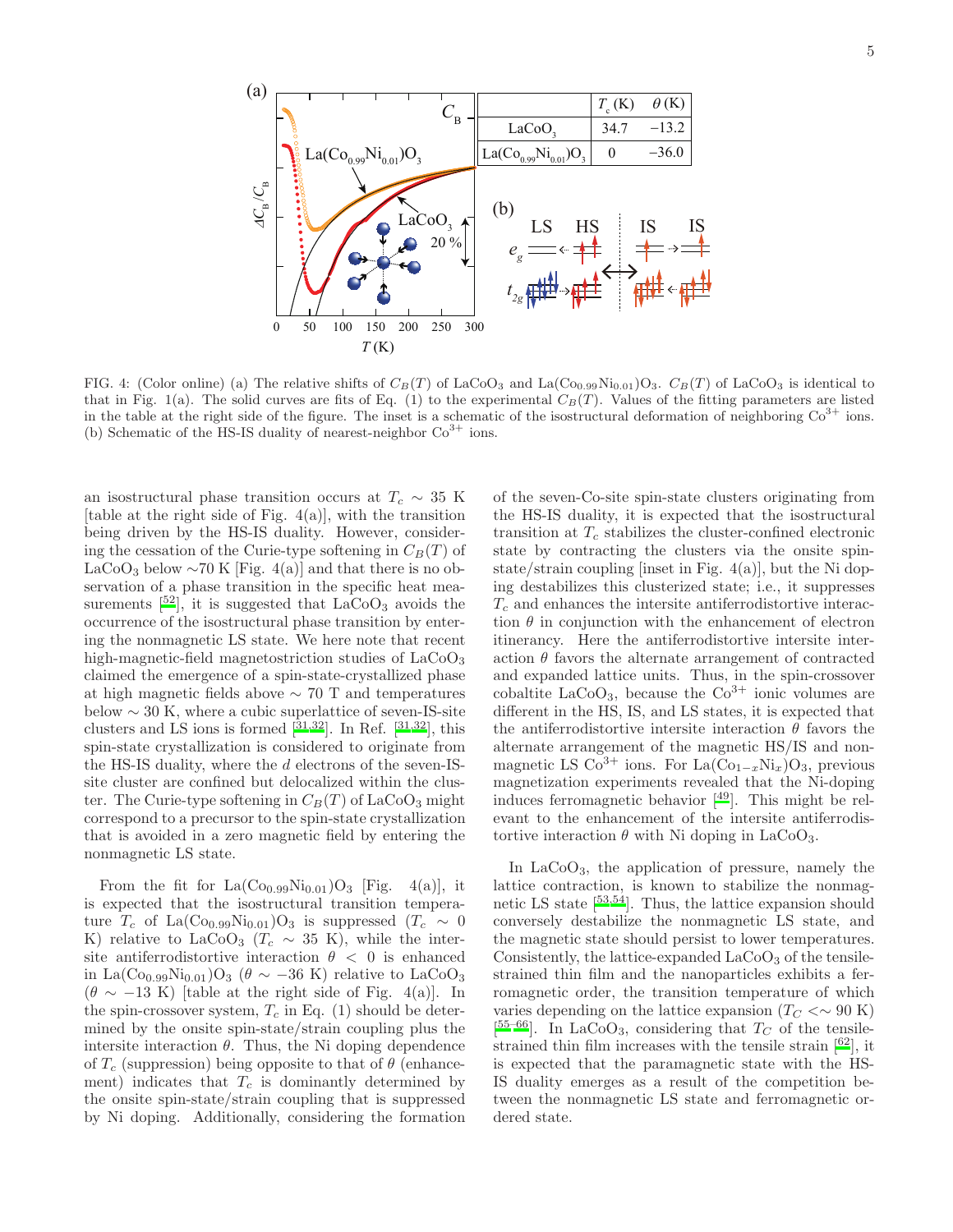| | $T_c$ (K) | $\theta$ (K) |
|---|---|---|
| $LaCoO_3$ | 34.7 | −13.2 |
| $La(Co_{0.99}Ni_{0.01})O_3$ | 0 | −36.0 |

FIG. 4: (Color online) (a) The relative shifts of $C_B(T)$ of $LaCoO_3$ and $La(Co_{0.99}Ni_{0.01})O_3$. $C_B(T)$ of $LaCoO_3$ is identical to that in Fig. 1(a). The solid curves are fits of Eq. (1) to the experimental $C_B(T)$. Values of the fitting parameters are listed in the table at the right side of the figure. The inset is a schematic of the isostructural deformation of neighboring $Co^{3+}$ ions. (b) Schematic of the HS-IS duality of nearest-neighbor $Co^{3+}$ ions.

an isostructural phase transition occurs at $T_c \sim 35$ K [table at the right side of Fig. 4(a)], with the transition being driven by the HS-IS duality. However, considering the cessation of the Curie-type softening in $C_B(T)$ of $LaCoO_3$ below ∼70 K [Fig. 4(a)] and that there is no observation of a phase transition in the specific heat measurements [52], it is suggested that $LaCoO_3$ avoids the occurrence of the isostructural phase transition by entering the nonmagnetic LS state. We here note that recent high-magnetic-field magnetostriction studies of $LaCoO_3$ claimed the emergence of a spin-state-crystallized phase at high magnetic fields above ∼ 70 T and temperatures below ∼ 30 K, where a cubic superlattice of seven-IS-site clusters and LS ions is formed [31,32]. In Ref. [31,32], this spin-state crystallization is considered to originate from the HS-IS duality, where the $d$ electrons of the seven-IS-site cluster are confined but delocalized within the cluster. The Curie-type softening in $C_B(T)$ of $LaCoO_3$ might correspond to a precursor to the spin-state crystallization that is avoided in a zero magnetic field by entering the nonmagnetic LS state.

From the fit for $La(Co_{0.99}Ni_{0.01})O_3$ [Fig. 4(a)], it is expected that the isostructural transition temperature $T_c$ of $La(Co_{0.99}Ni_{0.01})O_3$ is suppressed ($T_c \sim 0$ K) relative to $LaCoO_3$ ($T_c \sim 35$ K), while the intersite antiferrodistortive interaction $\theta < 0$ is enhanced in $La(Co_{0.99}Ni_{0.01})O_3$ ($\theta \sim -36$ K) relative to $LaCoO_3$ ($\theta \sim -13$ K) [table at the right side of Fig. 4(a)]. In the spin-crossover system, $T_c$ in Eq. (1) should be determined by the onsite spin-state/strain coupling plus the intersite interaction $\theta$. Thus, the Ni doping dependence of $T_c$ (suppression) being opposite to that of $\theta$ (enhancement) indicates that $T_c$ is dominantly determined by the onsite spin-state/strain coupling that is suppressed by Ni doping. Additionally, considering the formation of the seven-Co-site spin-state clusters originating from the HS-IS duality, it is expected that the isostructural transition at $T_c$ stabilizes the cluster-confined electronic state by contracting the clusters via the onsite spin-state/strain coupling [inset in Fig. 4(a)], but the Ni doping destabilizes this clusterized state; i.e., it suppresses $T_c$ and enhances the intersite antiferrodistortive interaction $\theta$ in conjunction with the enhancement of electron itinerancy. Here the antiferrodistortive intersite interaction $\theta$ favors the alternate arrangement of contracted and expanded lattice units. Thus, in the spin-crossover cobaltite $LaCoO_3$, because the $Co^{3+}$ ionic volumes are different in the HS, IS, and LS states, it is expected that the antiferrodistortive intersite interaction $\theta$ favors the alternate arrangement of the magnetic HS/IS and nonmagnetic LS $Co^{3+}$ ions. For $La(Co_{1-x}Ni_x)O_3$, previous magnetization experiments revealed that the Ni-doping induces ferromagnetic behavior [49]. This might be relevant to the enhancement of the intersite antiferrodistortive interaction $\theta$ with Ni doping in $LaCoO_3$.

In $LaCoO_3$, the application of pressure, namely the lattice contraction, is known to stabilize the nonmagnetic LS state [53,54]. Thus, the lattice expansion should conversely destabilize the nonmagnetic LS state, and the magnetic state should persist to lower temperatures. Consistently, the lattice-expanded $LaCoO_3$ of the tensile-strained thin film and the nanoparticles exhibits a ferromagnetic order, the transition temperature of which varies depending on the lattice expansion ($T_C <\sim 90$ K) [55–66]. In $LaCoO_3$, considering that $T_C$ of the tensile-strained thin film increases with the tensile strain [62], it is expected that the paramagnetic state with the HS-IS duality emerges as a result of the competition between the nonmagnetic LS state and ferromagnetic ordered state.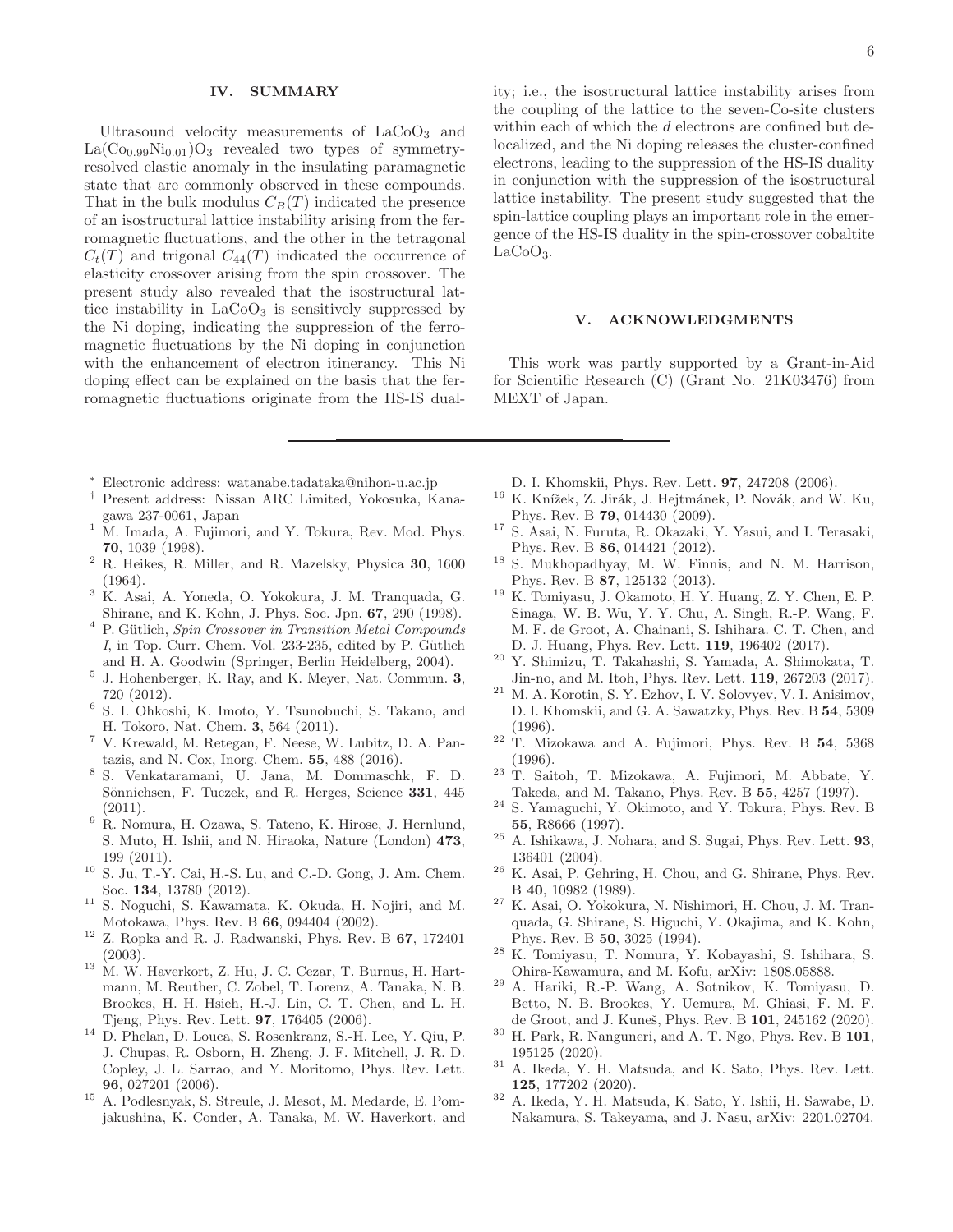## IV. SUMMARY

Ultrasound velocity measurements of $LaCoO_3$ and $La(Co_{0.99}Ni_{0.01})O_3$ revealed two types of symmetry-resolved elastic anomaly in the insulating paramagnetic state that are commonly observed in these compounds. That in the bulk modulus $C_B(T)$ indicated the presence of an isostructural lattice instability arising from the ferromagnetic fluctuations, and the other in the tetragonal $C_t(T)$ and trigonal $C_{44}(T)$ indicated the occurrence of elasticity crossover arising from the spin crossover. The present study also revealed that the isostructural lattice instability in $LaCoO_3$ is sensitively suppressed by the Ni doping, indicating the suppression of the ferromagnetic fluctuations by the Ni doping in conjunction with the enhancement of electron itinerancy. This Ni doping effect can be explained on the basis that the ferromagnetic fluctuations originate from the HS-IS duality; i.e., the isostructural lattice instability arises from the coupling of the lattice to the seven-Co-site clusters within each of which the *d* electrons are confined but delocalized, and the Ni doping releases the cluster-confined electrons, leading to the suppression of the HS-IS duality in conjunction with the suppression of the isostructural lattice instability. The present study suggested that the spin-lattice coupling plays an important role in the emergence of the HS-IS duality in the spin-crossover cobaltite $LaCoO_3$.

## V. ACKNOWLEDGMENTS

This work was partly supported by a Grant-in-Aid for Scientific Research (C) (Grant No. 21K03476) from MEXT of Japan.

---

[*] Electronic address: watanabe.tadataka@nihon-u.ac.jp

[†] Present address: Nissan ARC Limited, Yokosuka, Kanagawa 237-0061, Japan

[1] M. Imada, A. Fujimori, and Y. Tokura, Rev. Mod. Phys. **70**, 1039 (1998).

[2] R. Heikes, R. Miller, and R. Mazelsky, Physica **30**, 1600 (1964).

[3] K. Asai, A. Yoneda, O. Yokokura, J. M. Tranquada, G. Shirane, and K. Kohn, J. Phys. Soc. Jpn. **67**, 290 (1998).

[4] P. Gütlich, *Spin Crossover in Transition Metal Compounds I*, in Top. Curr. Chem. Vol. 233-235, edited by P. Gütlich and H. A. Goodwin (Springer, Berlin Heidelberg, 2004).

[5] J. Hohenberger, K. Ray, and K. Meyer, Nat. Commun. **3**, 720 (2012).

[6] S. I. Ohkoshi, K. Imoto, Y. Tsunobuchi, S. Takano, and H. Tokoro, Nat. Chem. **3**, 564 (2011).

[7] V. Krewald, M. Retegan, F. Neese, W. Lubitz, D. A. Pantazis, and N. Cox, Inorg. Chem. **55**, 488 (2016).

[8] S. Venkataramani, U. Jana, M. Dommaschk, F. D. Sönnichsen, F. Tuczek, and R. Herges, Science **331**, 445 (2011).

[9] R. Nomura, H. Ozawa, S. Tateno, K. Hirose, J. Hernlund, S. Muto, H. Ishii, and N. Hiraoka, Nature (London) **473**, 199 (2011).

[10] S. Ju, T.-Y. Cai, H.-S. Lu, and C.-D. Gong, J. Am. Chem. Soc. **134**, 13780 (2012).

[11] S. Noguchi, S. Kawamata, K. Okuda, H. Nojiri, and M. Motokawa, Phys. Rev. B **66**, 094404 (2002).

[12] Z. Ropka and R. J. Radwanski, Phys. Rev. B **67**, 172401 (2003).

[13] M. W. Haverkort, Z. Hu, J. C. Cezar, T. Burnus, H. Hartmann, M. Reuther, C. Zobel, T. Lorenz, A. Tanaka, N. B. Brookes, H. H. Hsieh, H.-J. Lin, C. T. Chen, and L. H. Tjeng, Phys. Rev. Lett. **97**, 176405 (2006).

[14] D. Phelan, D. Louca, S. Rosenkranz, S.-H. Lee, Y. Qiu, P. J. Chupas, R. Osborn, H. Zheng, J. F. Mitchell, J. R. D. Copley, J. L. Sarrao, and Y. Moritomo, Phys. Rev. Lett. **96**, 027201 (2006).

[15] A. Podlesnyak, S. Streule, J. Mesot, M. Medarde, E. Pomjakushina, K. Conder, A. Tanaka, M. W. Haverkort, and D. I. Khomskii, Phys. Rev. Lett. **97**, 247208 (2006).

[16] K. Knížek, Z. Jirák, J. Hejtmánek, P. Novák, and W. Ku, Phys. Rev. B **79**, 014430 (2009).

[17] S. Asai, N. Furuta, R. Okazaki, Y. Yasui, and I. Terasaki, Phys. Rev. B **86**, 014421 (2012).

[18] S. Mukhopadhyay, M. W. Finnis, and N. M. Harrison, Phys. Rev. B **87**, 125132 (2013).

[19] K. Tomiyasu, J. Okamoto, H. Y. Huang, Z. Y. Chen, E. P. Sinaga, W. B. Wu, Y. Y. Chu, A. Singh, R.-P. Wang, F. M. F. de Groot, A. Chainani, S. Ishihara. C. T. Chen, and D. J. Huang, Phys. Rev. Lett. **119**, 196402 (2017).

[20] Y. Shimizu, T. Takahashi, S. Yamada, A. Shimokata, T. Jin-no, and M. Itoh, Phys. Rev. Lett. **119**, 267203 (2017).

[21] M. A. Korotin, S. Y. Ezhov, I. V. Solovyev, V. I. Anisimov, D. I. Khomskii, and G. A. Sawatzky, Phys. Rev. B **54**, 5309 (1996).

[22] T. Mizokawa and A. Fujimori, Phys. Rev. B **54**, 5368 (1996).

[23] T. Saitoh, T. Mizokawa, A. Fujimori, M. Abbate, Y. Takeda, and M. Takano, Phys. Rev. B **55**, 4257 (1997).

[24] S. Yamaguchi, Y. Okimoto, and Y. Tokura, Phys. Rev. B **55**, R8666 (1997).

[25] A. Ishikawa, J. Nohara, and S. Sugai, Phys. Rev. Lett. **93**, 136401 (2004).

[26] K. Asai, P. Gehring, H. Chou, and G. Shirane, Phys. Rev. B **40**, 10982 (1989).

[27] K. Asai, O. Yokokura, N. Nishimori, H. Chou, J. M. Tranquada, G. Shirane, S. Higuchi, Y. Okajima, and K. Kohn, Phys. Rev. B **50**, 3025 (1994).

[28] K. Tomiyasu, T. Nomura, Y. Kobayashi, S. Ishihara, S. Ohira-Kawamura, and M. Kofu, arXiv: 1808.05888.

[29] A. Hariki, R.-P. Wang, A. Sotnikov, K. Tomiyasu, D. Betto, N. B. Brookes, Y. Uemura, M. Ghiasi, F. M. F. de Groot, and J. Kuneš, Phys. Rev. B **101**, 245162 (2020).

[30] H. Park, R. Nanguneri, and A. T. Ngo, Phys. Rev. B **101**, 195125 (2020).

[31] A. Ikeda, Y. H. Matsuda, and K. Sato, Phys. Rev. Lett. **125**, 177202 (2020).

[32] A. Ikeda, Y. H. Matsuda, K. Sato, Y. Ishii, H. Sawabe, D. Nakamura, S. Takeyama, and J. Nasu, arXiv: 2201.02704.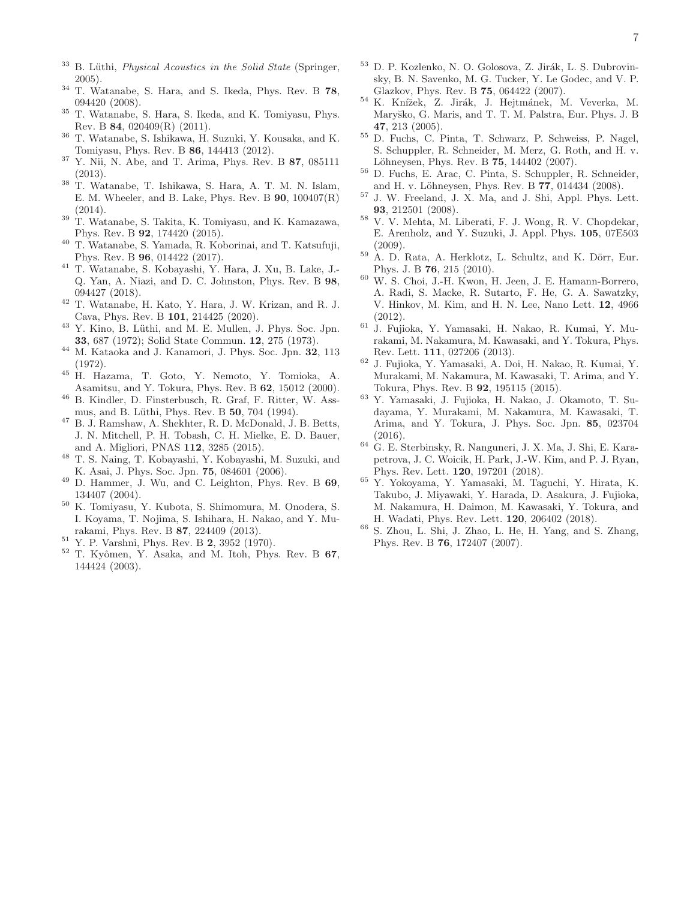[33] B. Lüthi, *Physical Acoustics in the Solid State* (Springer, 2005).

[34] T. Watanabe, S. Hara, and S. Ikeda, Phys. Rev. B **78**, 094420 (2008).

[35] T. Watanabe, S. Hara, S. Ikeda, and K. Tomiyasu, Phys. Rev. B **84**, 020409(R) (2011).

[36] T. Watanabe, S. Ishikawa, H. Suzuki, Y. Kousaka, and K. Tomiyasu, Phys. Rev. B **86**, 144413 (2012).

[37] Y. Nii, N. Abe, and T. Arima, Phys. Rev. B **87**, 085111 (2013).

[38] T. Watanabe, T. Ishikawa, S. Hara, A. T. M. N. Islam, E. M. Wheeler, and B. Lake, Phys. Rev. B **90**, 100407(R) (2014).

[39] T. Watanabe, S. Takita, K. Tomiyasu, and K. Kamazawa, Phys. Rev. B **92**, 174420 (2015).

[40] T. Watanabe, S. Yamada, R. Koborinai, and T. Katsufuji, Phys. Rev. B **96**, 014422 (2017).

[41] T. Watanabe, S. Kobayashi, Y. Hara, J. Xu, B. Lake, J.-Q. Yan, A. Niazi, and D. C. Johnston, Phys. Rev. B **98**, 094427 (2018).

[42] T. Watanabe, H. Kato, Y. Hara, J. W. Krizan, and R. J. Cava, Phys. Rev. B **101**, 214425 (2020).

[43] Y. Kino, B. Lüthi, and M. E. Mullen, J. Phys. Soc. Jpn. **33**, 687 (1972); Solid State Commun. **12**, 275 (1973).

[44] M. Kataoka and J. Kanamori, J. Phys. Soc. Jpn. **32**, 113 (1972).

[45] H. Hazama, T. Goto, Y. Nemoto, Y. Tomioka, A. Asamitsu, and Y. Tokura, Phys. Rev. B **62**, 15012 (2000).

[46] B. Kindler, D. Finsterbusch, R. Graf, F. Ritter, W. Assmus, and B. Lüthi, Phys. Rev. B **50**, 704 (1994).

[47] B. J. Ramshaw, A. Shekhter, R. D. McDonald, J. B. Betts, J. N. Mitchell, P. H. Tobash, C. H. Mielke, E. D. Bauer, and A. Migliori, PNAS **112**, 3285 (2015).

[48] T. S. Naing, T. Kobayashi, Y. Kobayashi, M. Suzuki, and K. Asai, J. Phys. Soc. Jpn. **75**, 084601 (2006).

[49] D. Hammer, J. Wu, and C. Leighton, Phys. Rev. B **69**, 134407 (2004).

[50] K. Tomiyasu, Y. Kubota, S. Shimomura, M. Onodera, S. I. Koyama, T. Nojima, S. Ishihara, H. Nakao, and Y. Murakami, Phys. Rev. B **87**, 224409 (2013).

[51] Y. P. Varshni, Phys. Rev. B **2**, 3952 (1970).

[52] T. Kyômen, Y. Asaka, and M. Itoh, Phys. Rev. B **67**, 144424 (2003).

[53] D. P. Kozlenko, N. O. Golosova, Z. Jirák, L. S. Dubrovinsky, B. N. Savenko, M. G. Tucker, Y. Le Godec, and V. P. Glazkov, Phys. Rev. B **75**, 064422 (2007).

[54] K. Knížek, Z. Jirák, J. Hejtmánek, M. Veverka, M. Maryško, G. Maris, and T. T. M. Palstra, Eur. Phys. J. B **47**, 213 (2005).

[55] D. Fuchs, C. Pinta, T. Schwarz, P. Schweiss, P. Nagel, S. Schuppler, R. Schneider, M. Merz, G. Roth, and H. v. Löhneysen, Phys. Rev. B **75**, 144402 (2007).

[56] D. Fuchs, E. Arac, C. Pinta, S. Schuppler, R. Schneider, and H. v. Löhneysen, Phys. Rev. B **77**, 014434 (2008).

[57] J. W. Freeland, J. X. Ma, and J. Shi, Appl. Phys. Lett. **93**, 212501 (2008).

[58] V. V. Mehta, M. Liberati, F. J. Wong, R. V. Chopdekar, E. Arenholz, and Y. Suzuki, J. Appl. Phys. **105**, 07E503 (2009).

[59] A. D. Rata, A. Herklotz, L. Schultz, and K. Dörr, Eur. Phys. J. B **76**, 215 (2010).

[60] W. S. Choi, J.-H. Kwon, H. Jeen, J. E. Hamann-Borrero, A. Radi, S. Macke, R. Sutarto, F. He, G. A. Sawatzky, V. Hinkov, M. Kim, and H. N. Lee, Nano Lett. **12**, 4966 (2012).

[61] J. Fujioka, Y. Yamasaki, H. Nakao, R. Kumai, Y. Murakami, M. Nakamura, M. Kawasaki, and Y. Tokura, Phys. Rev. Lett. **111**, 027206 (2013).

[62] J. Fujioka, Y. Yamasaki, A. Doi, H. Nakao, R. Kumai, Y. Murakami, M. Nakamura, M. Kawasaki, T. Arima, and Y. Tokura, Phys. Rev. B **92**, 195115 (2015).

[63] Y. Yamasaki, J. Fujioka, H. Nakao, J. Okamoto, T. Sudayama, Y. Murakami, M. Nakamura, M. Kawasaki, T. Arima, and Y. Tokura, J. Phys. Soc. Jpn. **85**, 023704 (2016).

[64] G. E. Sterbinsky, R. Nanguneri, J. X. Ma, J. Shi, E. Karapetrova, J. C. Woicik, H. Park, J.-W. Kim, and P. J. Ryan, Phys. Rev. Lett. **120**, 197201 (2018).

[65] Y. Yokoyama, Y. Yamasaki, M. Taguchi, Y. Hirata, K. Takubo, J. Miyawaki, Y. Harada, D. Asakura, J. Fujioka, M. Nakamura, H. Daimon, M. Kawasaki, Y. Tokura, and H. Wadati, Phys. Rev. Lett. **120**, 206402 (2018).

[66] S. Zhou, L. Shi, J. Zhao, L. He, H. Yang, and S. Zhang, Phys. Rev. B **76**, 172407 (2007).